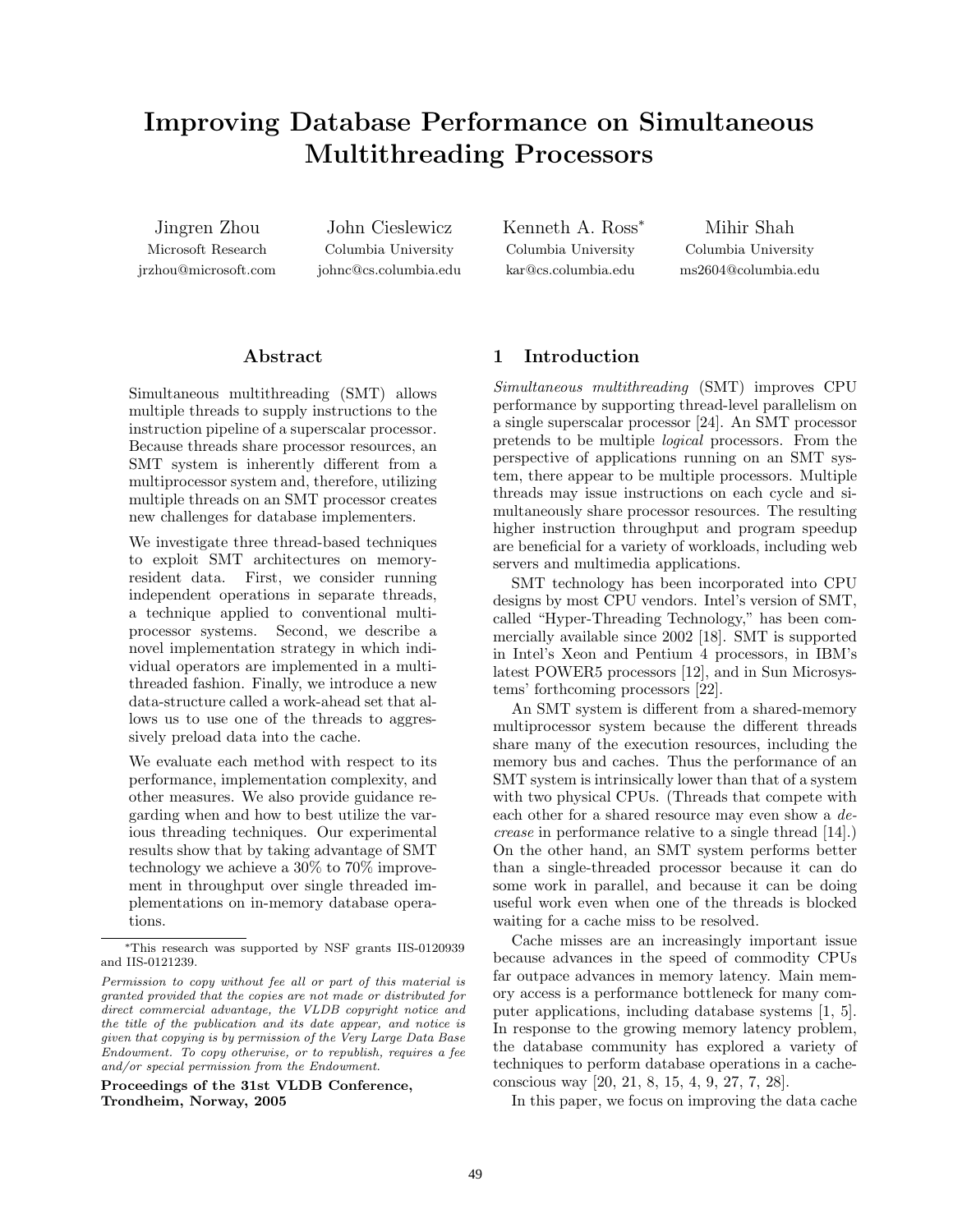# Improving Database Performance on Simultaneous Multithreading Processors

Jingren Zhou
Microsoft Research
jrzhou@microsoft.com

John Cieslewicz
Columbia University
johnc@cs.columbia.edu

Kenneth A. Ross*
Columbia University
kar@cs.columbia.edu

Mihir Shah
Columbia University
ms2604@columbia.edu

## Abstract

Simultaneous multithreading (SMT) allows multiple threads to supply instructions to the instruction pipeline of a superscalar processor. Because threads share processor resources, an SMT system is inherently different from a multiprocessor system and, therefore, utilizing multiple threads on an SMT processor creates new challenges for database implementers.

We investigate three thread-based techniques to exploit SMT architectures on memory-resident data. First, we consider running independent operations in separate threads, a technique applied to conventional multiprocessor systems. Second, we describe a novel implementation strategy in which individual operators are implemented in a multithreaded fashion. Finally, we introduce a new data-structure called a work-ahead set that allows us to use one of the threads to aggressively preload data into the cache.

We evaluate each method with respect to its performance, implementation complexity, and other measures. We also provide guidance regarding when and how to best utilize the various threading techniques. Our experimental results show that by taking advantage of SMT technology we achieve a 30% to 70% improvement in throughput over single threaded implementations on in-memory database operations.

*This research was supported by NSF grants IIS-0120939 and IIS-0121239.

*Permission to copy without fee all or part of this material is granted provided that the copies are not made or distributed for direct commercial advantage, the VLDB copyright notice and the title of the publication and its date appear, and notice is given that copying is by permission of the Very Large Data Base Endowment. To copy otherwise, or to republish, requires a fee and/or special permission from the Endowment.*

**Proceedings of the 31st VLDB Conference, Trondheim, Norway, 2005**

## 1 Introduction

*Simultaneous multithreading* (SMT) improves CPU performance by supporting thread-level parallelism on a single superscalar processor [24]. An SMT processor pretends to be multiple *logical* processors. From the perspective of applications running on an SMT system, there appear to be multiple processors. Multiple threads may issue instructions on each cycle and simultaneously share processor resources. The resulting higher instruction throughput and program speedup are beneficial for a variety of workloads, including web servers and multimedia applications.

SMT technology has been incorporated into CPU designs by most CPU vendors. Intel's version of SMT, called "Hyper-Threading Technology," has been commercially available since 2002 [18]. SMT is supported in Intel's Xeon and Pentium 4 processors, in IBM's latest POWER5 processors [12], and in Sun Microsystems' forthcoming processors [22].

An SMT system is different from a shared-memory multiprocessor system because the different threads share many of the execution resources, including the memory bus and caches. Thus the performance of an SMT system is intrinsically lower than that of a system with two physical CPUs. (Threads that compete with each other for a shared resource may even show a *decrease* in performance relative to a single thread [14].) On the other hand, an SMT system performs better than a single-threaded processor because it can do some work in parallel, and because it can be doing useful work even when one of the threads is blocked waiting for a cache miss to be resolved.

Cache misses are an increasingly important issue because advances in the speed of commodity CPUs far outpace advances in memory latency. Main memory access is a performance bottleneck for many computer applications, including database systems [1, 5]. In response to the growing memory latency problem, the database community has explored a variety of techniques to perform database operations in a cache-conscious way [20, 21, 8, 15, 4, 9, 27, 7, 28].

In this paper, we focus on improving the data cache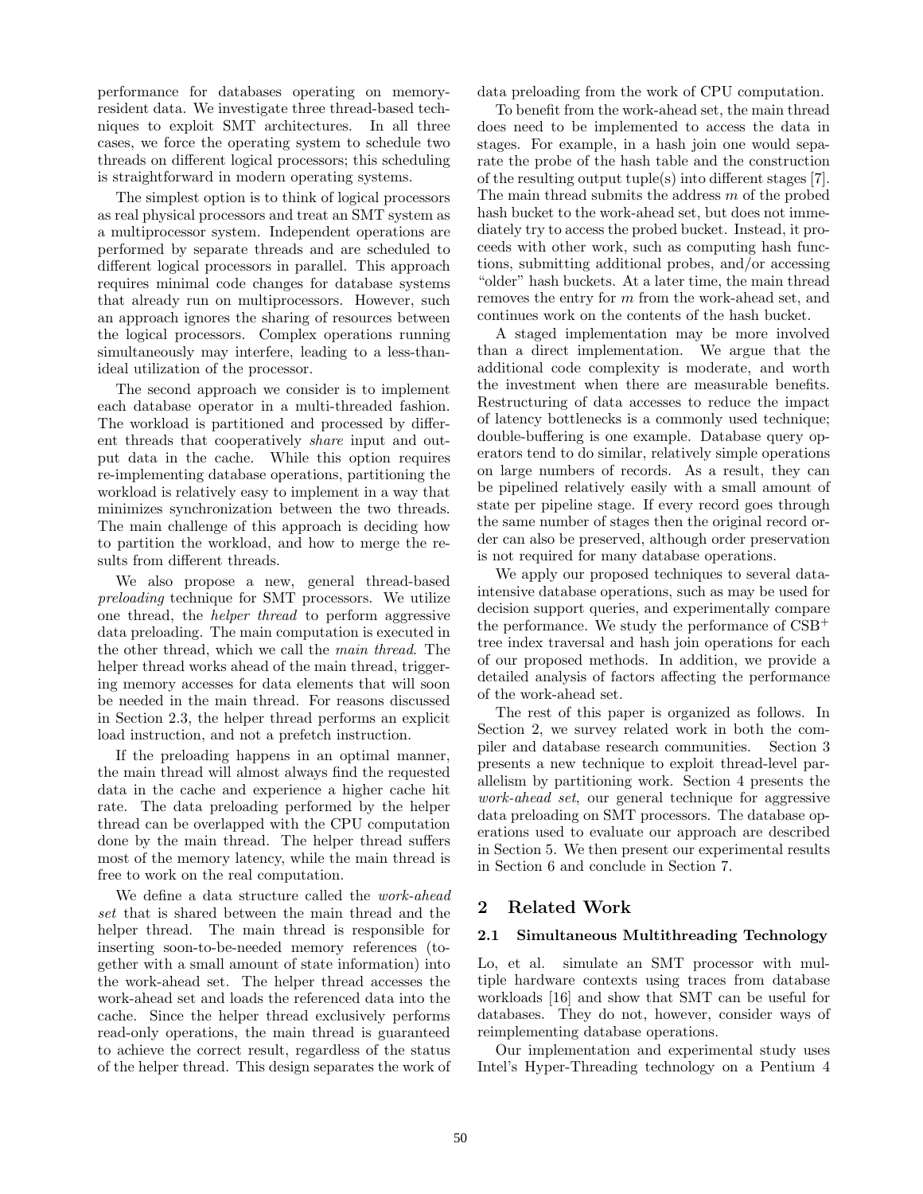performance for databases operating on memory-resident data. We investigate three thread-based techniques to exploit SMT architectures. In all three cases, we force the operating system to schedule two threads on different logical processors; this scheduling is straightforward in modern operating systems.

The simplest option is to think of logical processors as real physical processors and treat an SMT system as a multiprocessor system. Independent operations are performed by separate threads and are scheduled to different logical processors in parallel. This approach requires minimal code changes for database systems that already run on multiprocessors. However, such an approach ignores the sharing of resources between the logical processors. Complex operations running simultaneously may interfere, leading to a less-than-ideal utilization of the processor.

The second approach we consider is to implement each database operator in a multi-threaded fashion. The workload is partitioned and processed by different threads that cooperatively *share* input and output data in the cache. While this option requires re-implementing database operations, partitioning the workload is relatively easy to implement in a way that minimizes synchronization between the two threads. The main challenge of this approach is deciding how to partition the workload, and how to merge the results from different threads.

We also propose a new, general thread-based *preloading* technique for SMT processors. We utilize one thread, the *helper thread* to perform aggressive data preloading. The main computation is executed in the other thread, which we call the *main thread*. The helper thread works ahead of the main thread, triggering memory accesses for data elements that will soon be needed in the main thread. For reasons discussed in Section 2.3, the helper thread performs an explicit load instruction, and not a prefetch instruction.

If the preloading happens in an optimal manner, the main thread will almost always find the requested data in the cache and experience a higher cache hit rate. The data preloading performed by the helper thread can be overlapped with the CPU computation done by the main thread. The helper thread suffers most of the memory latency, while the main thread is free to work on the real computation.

We define a data structure called the *work-ahead set* that is shared between the main thread and the helper thread. The main thread is responsible for inserting soon-to-be-needed memory references (together with a small amount of state information) into the work-ahead set. The helper thread accesses the work-ahead set and loads the referenced data into the cache. Since the helper thread exclusively performs read-only operations, the main thread is guaranteed to achieve the correct result, regardless of the status of the helper thread. This design separates the work of data preloading from the work of CPU computation.

To benefit from the work-ahead set, the main thread does need to be implemented to access the data in stages. For example, in a hash join one would separate the probe of the hash table and the construction of the resulting output tuple(s) into different stages [7]. The main thread submits the address $m$ of the probed hash bucket to the work-ahead set, but does not immediately try to access the probed bucket. Instead, it proceeds with other work, such as computing hash functions, submitting additional probes, and/or accessing "older" hash buckets. At a later time, the main thread removes the entry for $m$ from the work-ahead set, and continues work on the contents of the hash bucket.

A staged implementation may be more involved than a direct implementation. We argue that the additional code complexity is moderate, and worth the investment when there are measurable benefits. Restructuring of data accesses to reduce the impact of latency bottlenecks is a commonly used technique; double-buffering is one example. Database query operators tend to do similar, relatively simple operations on large numbers of records. As a result, they can be pipelined relatively easily with a small amount of state per pipeline stage. If every record goes through the same number of stages then the original record order can also be preserved, although order preservation is not required for many database operations.

We apply our proposed techniques to several data-intensive database operations, such as may be used for decision support queries, and experimentally compare the performance. We study the performance of $CSB^+$ tree index traversal and hash join operations for each of our proposed methods. In addition, we provide a detailed analysis of factors affecting the performance of the work-ahead set.

The rest of this paper is organized as follows. In Section 2, we survey related work in both the compiler and database research communities. Section 3 presents a new technique to exploit thread-level parallelism by partitioning work. Section 4 presents the *work-ahead set*, our general technique for aggressive data preloading on SMT processors. The database operations used to evaluate our approach are described in Section 5. We then present our experimental results in Section 6 and conclude in Section 7.

## 2 Related Work

### 2.1 Simultaneous Multithreading Technology

Lo, et al. simulate an SMT processor with multiple hardware contexts using traces from database workloads [16] and show that SMT can be useful for databases. They do not, however, consider ways of reimplementing database operations.

Our implementation and experimental study uses Intel's Hyper-Threading technology on a Pentium 4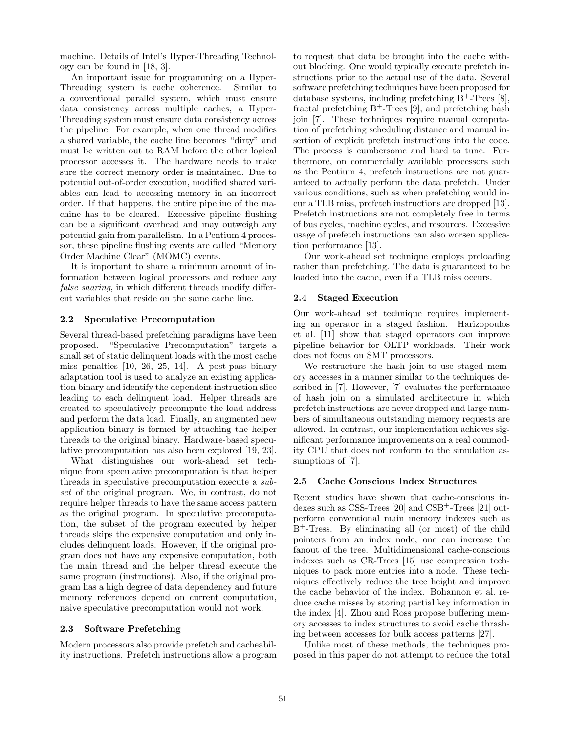machine. Details of Intel's Hyper-Threading Technology can be found in [18, 3].

An important issue for programming on a Hyper-Threading system is cache coherence. Similar to a conventional parallel system, which must ensure data consistency across multiple caches, a Hyper-Threading system must ensure data consistency across the pipeline. For example, when one thread modifies a shared variable, the cache line becomes "dirty" and must be written out to RAM before the other logical processor accesses it. The hardware needs to make sure the correct memory order is maintained. Due to potential out-of-order execution, modified shared variables can lead to accessing memory in an incorrect order. If that happens, the entire pipeline of the machine has to be cleared. Excessive pipeline flushing can be a significant overhead and may outweigh any potential gain from parallelism. In a Pentium 4 processor, these pipeline flushing events are called "Memory Order Machine Clear" (MOMC) events.

It is important to share a minimum amount of information between logical processors and reduce any *false sharing*, in which different threads modify different variables that reside on the same cache line.

### 2.2 Speculative Precomputation

Several thread-based prefetching paradigms have been proposed. "Speculative Precomputation" targets a small set of static delinquent loads with the most cache miss penalties [10, 26, 25, 14]. A post-pass binary adaptation tool is used to analyze an existing application binary and identify the dependent instruction slice leading to each delinquent load. Helper threads are created to speculatively precompute the load address and perform the data load. Finally, an augmented new application binary is formed by attaching the helper threads to the original binary. Hardware-based speculative precomputation has also been explored [19, 23].

What distinguishes our work-ahead set technique from speculative precomputation is that helper threads in speculative precomputation execute a *subset* of the original program. We, in contrast, do not require helper threads to have the same access pattern as the original program. In speculative precomputation, the subset of the program executed by helper threads skips the expensive computation and only includes delinquent loads. However, if the original program does not have any expensive computation, both the main thread and the helper thread execute the same program (instructions). Also, if the original program has a high degree of data dependency and future memory references depend on current computation, naive speculative precomputation would not work.

### 2.3 Software Prefetching

Modern processors also provide prefetch and cacheability instructions. Prefetch instructions allow a program to request that data be brought into the cache without blocking. One would typically execute prefetch instructions prior to the actual use of the data. Several software prefetching techniques have been proposed for database systems, including prefetching B$^+$-Trees [8], fractal prefetching B$^+$-Trees [9], and prefetching hash join [7]. These techniques require manual computation of prefetching scheduling distance and manual insertion of explicit prefetch instructions into the code. The process is cumbersome and hard to tune. Furthermore, on commercially available processors such as the Pentium 4, prefetch instructions are not guaranteed to actually perform the data prefetch. Under various conditions, such as when prefetching would incur a TLB miss, prefetch instructions are dropped [13]. Prefetch instructions are not completely free in terms of bus cycles, machine cycles, and resources. Excessive usage of prefetch instructions can also worsen application performance [13].

Our work-ahead set technique employs preloading rather than prefetching. The data is guaranteed to be loaded into the cache, even if a TLB miss occurs.

### 2.4 Staged Execution

Our work-ahead set technique requires implementing an operator in a staged fashion. Harizopoulos et al. [11] show that staged operators can improve pipeline behavior for OLTP workloads. Their work does not focus on SMT processors.

We restructure the hash join to use staged memory accesses in a manner similar to the techniques described in [7]. However, [7] evaluates the performance of hash join on a simulated architecture in which prefetch instructions are never dropped and large numbers of simultaneous outstanding memory requests are allowed. In contrast, our implementation achieves significant performance improvements on a real commodity CPU that does not conform to the simulation assumptions of [7].

### 2.5 Cache Conscious Index Structures

Recent studies have shown that cache-conscious indexes such as CSS-Trees [20] and CSB$^+$-Trees [21] outperform conventional main memory indexes such as B$^+$-Tress. By eliminating all (or most) of the child pointers from an index node, one can increase the fanout of the tree. Multidimensional cache-conscious indexes such as CR-Trees [15] use compression techniques to pack more entries into a node. These techniques effectively reduce the tree height and improve the cache behavior of the index. Bohannon et al. reduce cache misses by storing partial key information in the index [4]. Zhou and Ross propose buffering memory accesses to index structures to avoid cache thrashing between accesses for bulk access patterns [27].

Unlike most of these methods, the techniques proposed in this paper do not attempt to reduce the total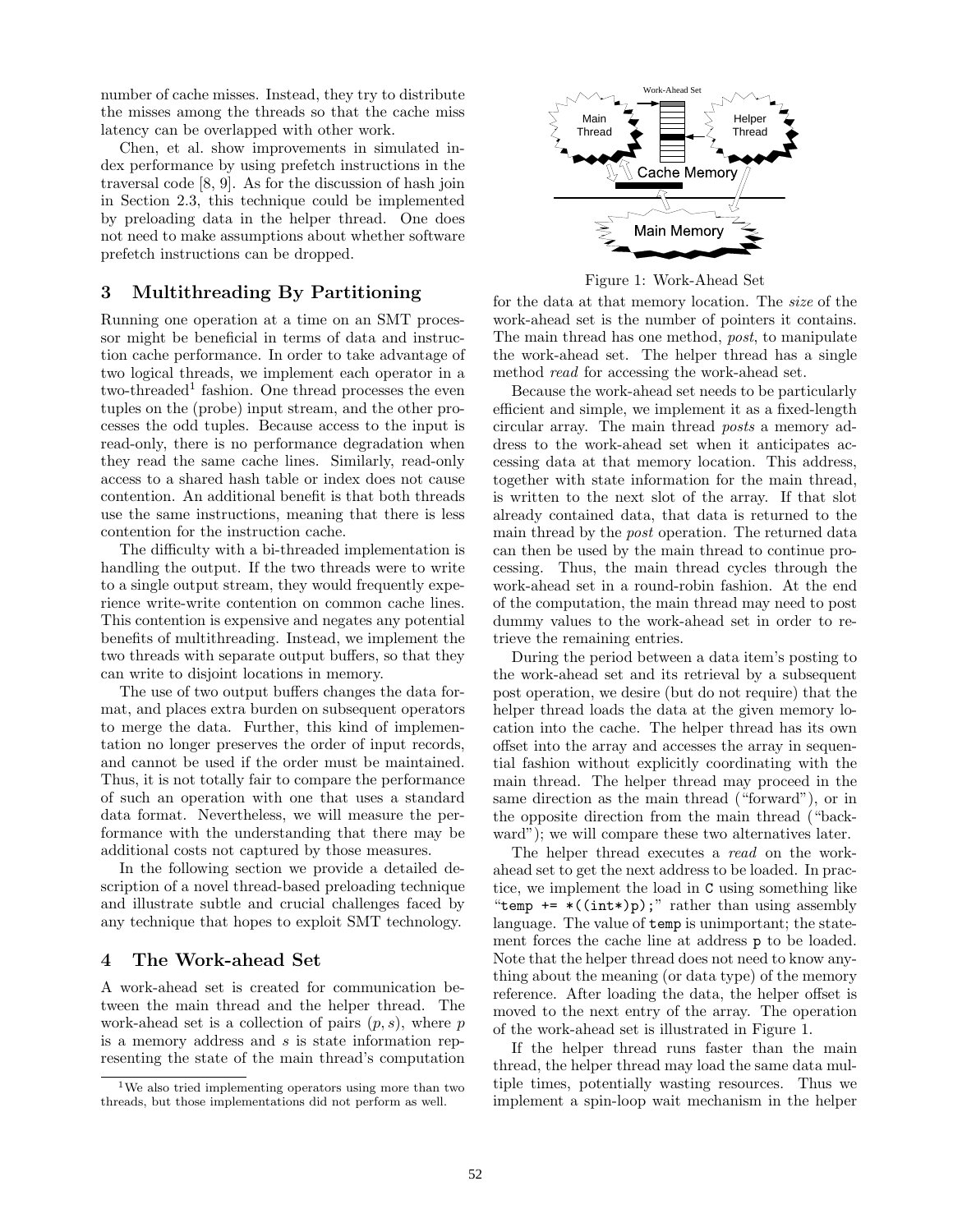number of cache misses. Instead, they try to distribute the misses among the threads so that the cache miss latency can be overlapped with other work.

Chen, et al. show improvements in simulated index performance by using prefetch instructions in the traversal code [8, 9]. As for the discussion of hash join in Section 2.3, this technique could be implemented by preloading data in the helper thread. One does not need to make assumptions about whether software prefetch instructions can be dropped.

## 3 Multithreading By Partitioning

Running one operation at a time on an SMT processor might be beneficial in terms of data and instruction cache performance. In order to take advantage of two logical threads, we implement each operator in a two-threaded[1] fashion. One thread processes the even tuples on the (probe) input stream, and the other processes the odd tuples. Because access to the input is read-only, there is no performance degradation when they read the same cache lines. Similarly, read-only access to a shared hash table or index does not cause contention. An additional benefit is that both threads use the same instructions, meaning that there is less contention for the instruction cache.

The difficulty with a bi-threaded implementation is handling the output. If the two threads were to write to a single output stream, they would frequently experience write-write contention on common cache lines. This contention is expensive and negates any potential benefits of multithreading. Instead, we implement the two threads with separate output buffers, so that they can write to disjoint locations in memory.

The use of two output buffers changes the data format, and places extra burden on subsequent operators to merge the data. Further, this kind of implementation no longer preserves the order of input records, and cannot be used if the order must be maintained. Thus, it is not totally fair to compare the performance of such an operation with one that uses a standard data format. Nevertheless, we will measure the performance with the understanding that there may be additional costs not captured by those measures.

In the following section we provide a detailed description of a novel thread-based preloading technique and illustrate subtle and crucial challenges faced by any technique that hopes to exploit SMT technology.

## 4 The Work-ahead Set

A work-ahead set is created for communication between the main thread and the helper thread. The work-ahead set is a collection of pairs $(p, s)$, where $p$ is a memory address and $s$ is state information representing the state of the main thread's computation for the data at that memory location. The *size* of the work-ahead set is the number of pointers it contains. The main thread has one method, *post*, to manipulate the work-ahead set. The helper thread has a single method *read* for accessing the work-ahead set.

[1] We also tried implementing operators using more than two threads, but those implementations did not perform as well.

Figure 1: Work-Ahead Set

Because the work-ahead set needs to be particularly efficient and simple, we implement it as a fixed-length circular array. The main thread *posts* a memory address to the work-ahead set when it anticipates accessing data at that memory location. This address, together with state information for the main thread, is written to the next slot of the array. If that slot already contained data, that data is returned to the main thread by the *post* operation. The returned data can then be used by the main thread to continue processing. Thus, the main thread cycles through the work-ahead set in a round-robin fashion. At the end of the computation, the main thread may need to post dummy values to the work-ahead set in order to retrieve the remaining entries.

During the period between a data item's posting to the work-ahead set and its retrieval by a subsequent post operation, we desire (but do not require) that the helper thread loads the data at the given memory location into the cache. The helper thread has its own offset into the array and accesses the array in sequential fashion without explicitly coordinating with the main thread. The helper thread may proceed in the same direction as the main thread ("forward"), or in the opposite direction from the main thread ("backward"); we will compare these two alternatives later.

The helper thread executes a *read* on the work-ahead set to get the next address to be loaded. In practice, we implement the load in `C` using something like "`temp += *((int*)p);`" rather than using assembly language. The value of `temp` is unimportant; the statement forces the cache line at address `p` to be loaded. Note that the helper thread does not need to know anything about the meaning (or data type) of the memory reference. After loading the data, the helper offset is moved to the next entry of the array. The operation of the work-ahead set is illustrated in Figure 1.

If the helper thread runs faster than the main thread, the helper thread may load the same data multiple times, potentially wasting resources. Thus we implement a spin-loop wait mechanism in the helper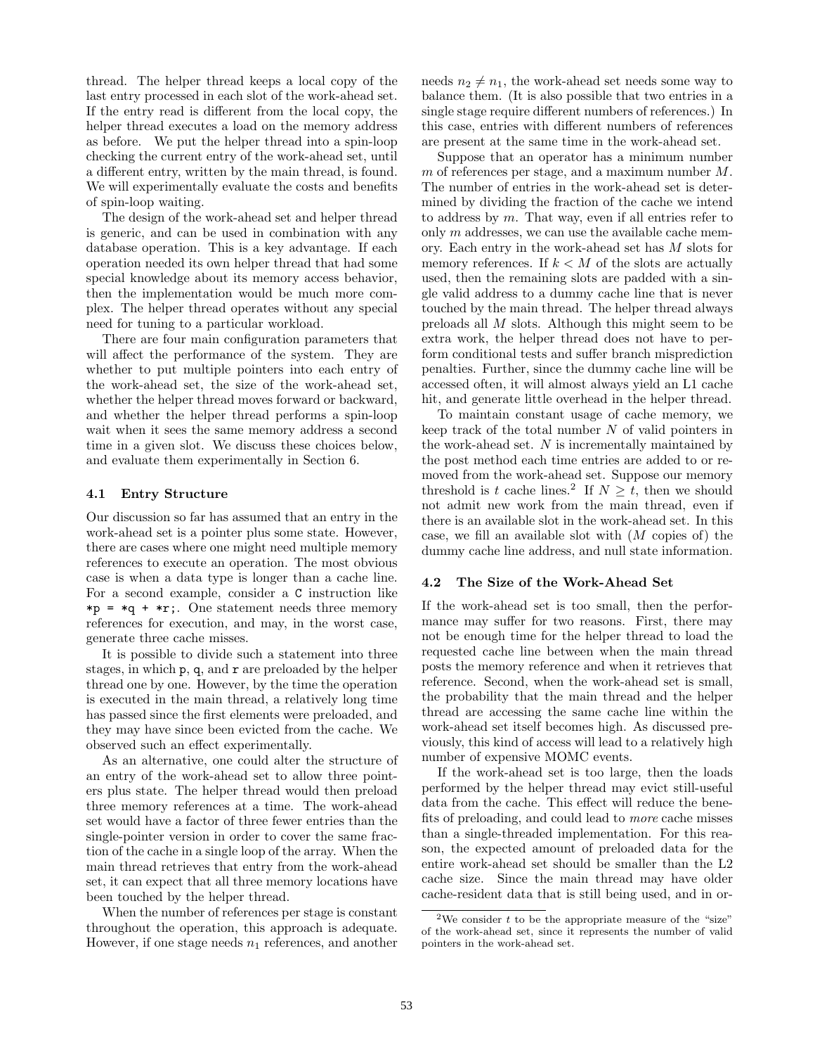thread. The helper thread keeps a local copy of the last entry processed in each slot of the work-ahead set. If the entry read is different from the local copy, the helper thread executes a load on the memory address as before. We put the helper thread into a spin-loop checking the current entry of the work-ahead set, until a different entry, written by the main thread, is found. We will experimentally evaluate the costs and benefits of spin-loop waiting.

The design of the work-ahead set and helper thread is generic, and can be used in combination with any database operation. This is a key advantage. If each operation needed its own helper thread that had some special knowledge about its memory access behavior, then the implementation would be much more complex. The helper thread operates without any special need for tuning to a particular workload.

There are four main configuration parameters that will affect the performance of the system. They are whether to put multiple pointers into each entry of the work-ahead set, the size of the work-ahead set, whether the helper thread moves forward or backward, and whether the helper thread performs a spin-loop wait when it sees the same memory address a second time in a given slot. We discuss these choices below, and evaluate them experimentally in Section 6.

### 4.1 Entry Structure

Our discussion so far has assumed that an entry in the work-ahead set is a pointer plus some state. However, there are cases where one might need multiple memory references to execute an operation. The most obvious case is when a data type is longer than a cache line. For a second example, consider a C instruction like `*p = *q + *r;`. One statement needs three memory references for execution, and may, in the worst case, generate three cache misses.

It is possible to divide such a statement into three stages, in which `p`, `q`, and `r` are preloaded by the helper thread one by one. However, by the time the operation is executed in the main thread, a relatively long time has passed since the first elements were preloaded, and they may have since been evicted from the cache. We observed such an effect experimentally.

As an alternative, one could alter the structure of an entry of the work-ahead set to allow three pointers plus state. The helper thread would then preload three memory references at a time. The work-ahead set would have a factor of three fewer entries than the single-pointer version in order to cover the same fraction of the cache in a single loop of the array. When the main thread retrieves that entry from the work-ahead set, it can expect that all three memory locations have been touched by the helper thread.

When the number of references per stage is constant throughout the operation, this approach is adequate. However, if one stage needs $n_1$ references, and another needs $n_2 \neq n_1$, the work-ahead set needs some way to balance them. (It is also possible that two entries in a single stage require different numbers of references.) In this case, entries with different numbers of references are present at the same time in the work-ahead set.

Suppose that an operator has a minimum number $m$ of references per stage, and a maximum number $M$. The number of entries in the work-ahead set is determined by dividing the fraction of the cache we intend to address by $m$. That way, even if all entries refer to only $m$ addresses, we can use the available cache memory. Each entry in the work-ahead set has $M$ slots for memory references. If $k < M$ of the slots are actually used, then the remaining slots are padded with a single valid address to a dummy cache line that is never touched by the main thread. The helper thread always preloads all $M$ slots. Although this might seem to be extra work, the helper thread does not have to perform conditional tests and suffer branch misprediction penalties. Further, since the dummy cache line will be accessed often, it will almost always yield an L1 cache hit, and generate little overhead in the helper thread.

To maintain constant usage of cache memory, we keep track of the total number $N$ of valid pointers in the work-ahead set. $N$ is incrementally maintained by the post method each time entries are added to or removed from the work-ahead set. Suppose our memory threshold is $t$ cache lines.[2] If $N \geq t$, then we should not admit new work from the main thread, even if there is an available slot in the work-ahead set. In this case, we fill an available slot with ($M$ copies of) the dummy cache line address, and null state information.

### 4.2 The Size of the Work-Ahead Set

If the work-ahead set is too small, then the performance may suffer for two reasons. First, there may not be enough time for the helper thread to load the requested cache line between when the main thread posts the memory reference and when it retrieves that reference. Second, when the work-ahead set is small, the probability that the main thread and the helper thread are accessing the same cache line within the work-ahead set itself becomes high. As discussed previously, this kind of access will lead to a relatively high number of expensive MOMC events.

If the work-ahead set is too large, then the loads performed by the helper thread may evict still-useful data from the cache. This effect will reduce the benefits of preloading, and could lead to *more* cache misses than a single-threaded implementation. For this reason, the expected amount of preloaded data for the entire work-ahead set should be smaller than the L2 cache size. Since the main thread may have older cache-resident data that is still being used, and in or-

[2] We consider $t$ to be the appropriate measure of the "size" of the work-ahead set, since it represents the number of valid pointers in the work-ahead set.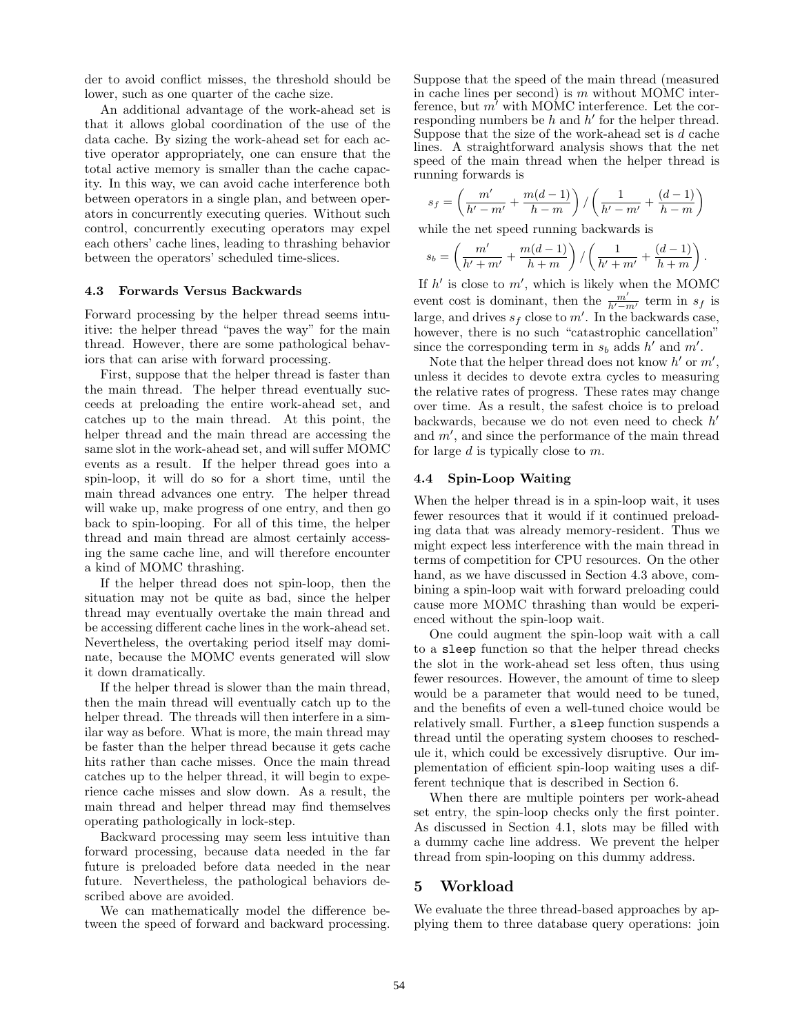der to avoid conflict misses, the threshold should be lower, such as one quarter of the cache size.

An additional advantage of the work-ahead set is that it allows global coordination of the use of the data cache. By sizing the work-ahead set for each active operator appropriately, one can ensure that the total active memory is smaller than the cache capacity. In this way, we can avoid cache interference both between operators in a single plan, and between operators in concurrently executing queries. Without such control, concurrently executing operators may expel each others' cache lines, leading to thrashing behavior between the operators' scheduled time-slices.

### 4.3 Forwards Versus Backwards

Forward processing by the helper thread seems intuitive: the helper thread "paves the way" for the main thread. However, there are some pathological behaviors that can arise with forward processing.

First, suppose that the helper thread is faster than the main thread. The helper thread eventually succeeds at preloading the entire work-ahead set, and catches up to the main thread. At this point, the helper thread and the main thread are accessing the same slot in the work-ahead set, and will suffer MOMC events as a result. If the helper thread goes into a spin-loop, it will do so for a short time, until the main thread advances one entry. The helper thread will wake up, make progress of one entry, and then go back to spin-looping. For all of this time, the helper thread and main thread are almost certainly accessing the same cache line, and will therefore encounter a kind of MOMC thrashing.

If the helper thread does not spin-loop, then the situation may not be quite as bad, since the helper thread may eventually overtake the main thread and be accessing different cache lines in the work-ahead set. Nevertheless, the overtaking period itself may dominate, because the MOMC events generated will slow it down dramatically.

If the helper thread is slower than the main thread, then the main thread will eventually catch up to the helper thread. The threads will then interfere in a similar way as before. What is more, the main thread may be faster than the helper thread because it gets cache hits rather than cache misses. Once the main thread catches up to the helper thread, it will begin to experience cache misses and slow down. As a result, the main thread and helper thread may find themselves operating pathologically in lock-step.

Backward processing may seem less intuitive than forward processing, because data needed in the far future is preloaded before data needed in the near future. Nevertheless, the pathological behaviors described above are avoided.

We can mathematically model the difference between the speed of forward and backward processing. Suppose that the speed of the main thread (measured in cache lines per second) is $m$ without MOMC interference, but $m'$ with MOMC interference. Let the corresponding numbers be $h$ and $h'$ for the helper thread. Suppose that the size of the work-ahead set is $d$ cache lines. A straightforward analysis shows that the net speed of the main thread when the helper thread is running forwards is

$$s_f = \left( \frac{m'}{h' - m'} + \frac{m(d-1)}{h - m} \right) / \left( \frac{1}{h' - m'} + \frac{(d-1)}{h - m} \right)$$

while the net speed running backwards is

$$s_b = \left( \frac{m'}{h' + m'} + \frac{m(d-1)}{h + m} \right) / \left( \frac{1}{h' + m'} + \frac{(d-1)}{h + m} \right).$$

If $h'$ is close to $m'$, which is likely when the MOMC event cost is dominant, then the $\frac{m'}{h'-m'}$ term in $s_f$ is large, and drives $s_f$ close to $m'$. In the backwards case, however, there is no such "catastrophic cancellation" since the corresponding term in $s_b$ adds $h'$ and $m'$.

Note that the helper thread does not know $h'$ or $m'$, unless it decides to devote extra cycles to measuring the relative rates of progress. These rates may change over time. As a result, the safest choice is to preload backwards, because we do not even need to check $h'$ and $m'$, and since the performance of the main thread for large $d$ is typically close to $m$.

### 4.4 Spin-Loop Waiting

When the helper thread is in a spin-loop wait, it uses fewer resources that it would if it continued preloading data that was already memory-resident. Thus we might expect less interference with the main thread in terms of competition for CPU resources. On the other hand, as we have discussed in Section 4.3 above, combining a spin-loop wait with forward preloading could cause more MOMC thrashing than would be experienced without the spin-loop wait.

One could augment the spin-loop wait with a call to a `sleep` function so that the helper thread checks the slot in the work-ahead set less often, thus using fewer resources. However, the amount of time to sleep would be a parameter that would need to be tuned, and the benefits of even a well-tuned choice would be relatively small. Further, a `sleep` function suspends a thread until the operating system chooses to reschedule it, which could be excessively disruptive. Our implementation of efficient spin-loop waiting uses a different technique that is described in Section 6.

When there are multiple pointers per work-ahead set entry, the spin-loop checks only the first pointer. As discussed in Section 4.1, slots may be filled with a dummy cache line address. We prevent the helper thread from spin-looping on this dummy address.

## 5 Workload

We evaluate the three thread-based approaches by applying them to three database query operations: join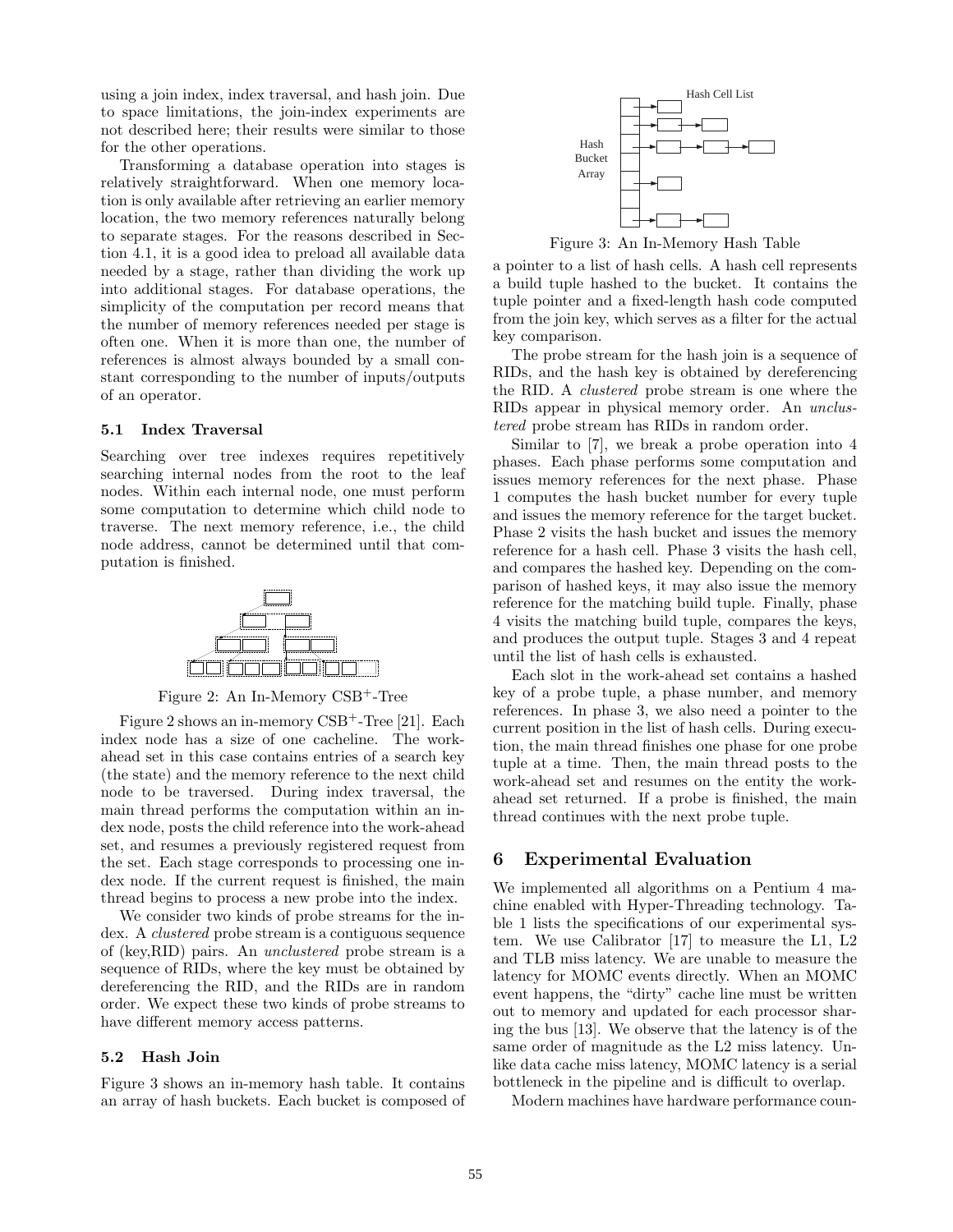using a join index, index traversal, and hash join. Due to space limitations, the join-index experiments are not described here; their results were similar to those for the other operations.

Transforming a database operation into stages is relatively straightforward. When one memory location is only available after retrieving an earlier memory location, the two memory references naturally belong to separate stages. For the reasons described in Section 4.1, it is a good idea to preload all available data needed by a stage, rather than dividing the work up into additional stages. For database operations, the simplicity of the computation per record means that the number of memory references needed per stage is often one. When it is more than one, the number of references is almost always bounded by a small constant corresponding to the number of inputs/outputs of an operator.

### 5.1 Index Traversal

Searching over tree indexes requires repetitively searching internal nodes from the root to the leaf nodes. Within each internal node, one must perform some computation to determine which child node to traverse. The next memory reference, i.e., the child node address, cannot be determined until that computation is finished.

Figure 2: An In-Memory CSB$^+$-Tree

Figure 2 shows an in-memory CSB$^+$-Tree [21]. Each index node has a size of one cacheline. The work-ahead set in this case contains entries of a search key (the state) and the memory reference to the next child node to be traversed. During index traversal, the main thread performs the computation within an index node, posts the child reference into the work-ahead set, and resumes a previously registered request from the set. Each stage corresponds to processing one index node. If the current request is finished, the main thread begins to process a new probe into the index.

We consider two kinds of probe streams for the index. A *clustered* probe stream is a contiguous sequence of (key,RID) pairs. An *unclustered* probe stream is a sequence of RIDs, where the key must be obtained by dereferencing the RID, and the RIDs are in random order. We expect these two kinds of probe streams to have different memory access patterns.

### 5.2 Hash Join

Figure 3 shows an in-memory hash table. It contains an array of hash buckets. Each bucket is composed of a pointer to a list of hash cells. A hash cell represents a build tuple hashed to the bucket. It contains the tuple pointer and a fixed-length hash code computed from the join key, which serves as a filter for the actual key comparison.

Figure 3: An In-Memory Hash Table

The probe stream for the hash join is a sequence of RIDs, and the hash key is obtained by dereferencing the RID. A *clustered* probe stream is one where the RIDs appear in physical memory order. An *unclustered* probe stream has RIDs in random order.

Similar to [7], we break a probe operation into 4 phases. Each phase performs some computation and issues memory references for the next phase. Phase 1 computes the hash bucket number for every tuple and issues the memory reference for the target bucket. Phase 2 visits the hash bucket and issues the memory reference for a hash cell. Phase 3 visits the hash cell, and compares the hashed key. Depending on the comparison of hashed keys, it may also issue the memory reference for the matching build tuple. Finally, phase 4 visits the matching build tuple, compares the keys, and produces the output tuple. Stages 3 and 4 repeat until the list of hash cells is exhausted.

Each slot in the work-ahead set contains a hashed key of a probe tuple, a phase number, and memory references. In phase 3, we also need a pointer to the current position in the list of hash cells. During execution, the main thread finishes one phase for one probe tuple at a time. Then, the main thread posts to the work-ahead set and resumes on the entity the work-ahead set returned. If a probe is finished, the main thread continues with the next probe tuple.

## 6 Experimental Evaluation

We implemented all algorithms on a Pentium 4 machine enabled with Hyper-Threading technology. Table 1 lists the specifications of our experimental system. We use Calibrator [17] to measure the L1, L2 and TLB miss latency. We are unable to measure the latency for MOMC events directly. When an MOMC event happens, the "dirty" cache line must be written out to memory and updated for each processor sharing the bus [13]. We observe that the latency is of the same order of magnitude as the L2 miss latency. Unlike data cache miss latency, MOMC latency is a serial bottleneck in the pipeline and is difficult to overlap.

Modern machines have hardware performance coun-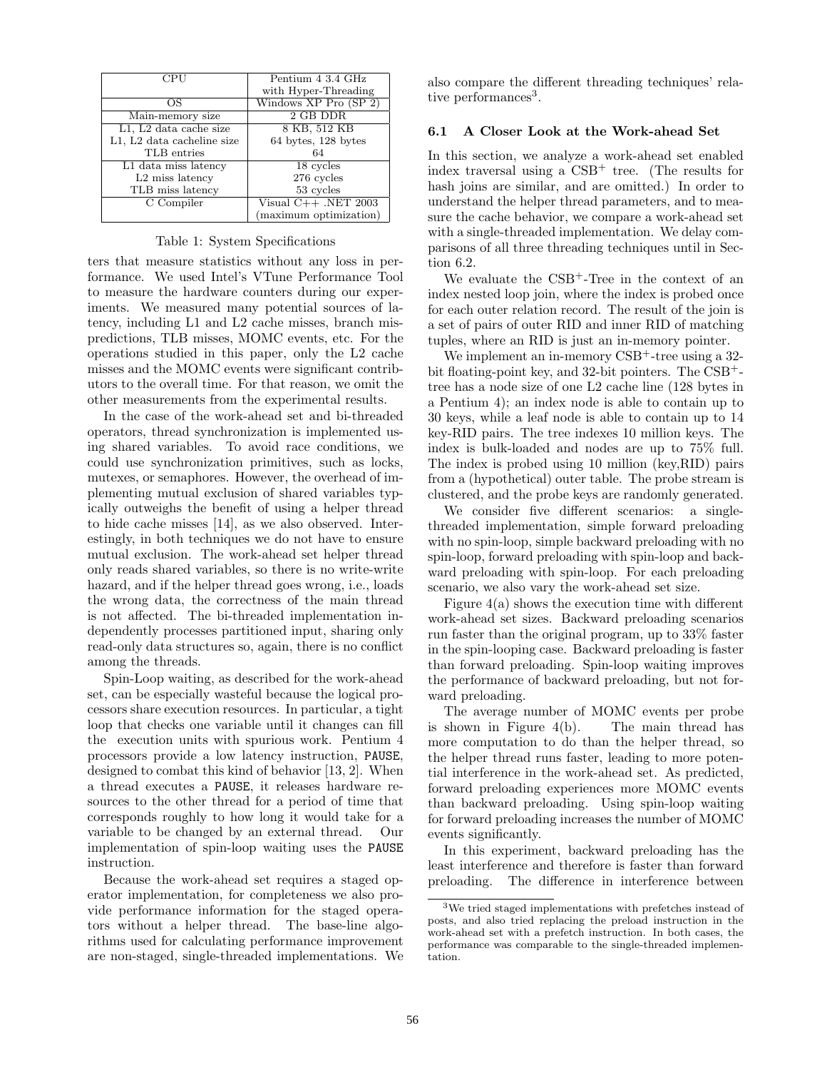| CPU | Pentium 4 3.4 GHz with Hyper-Threading |
|---|---|
| OS | Windows XP Pro (SP 2) |
| Main-memory size | 2 GB DDR |
| L1, L2 data cache size | 8 KB, 512 KB |
| L1, L2 data cacheline size | 64 bytes, 128 bytes |
| TLB entries | 64 |
| L1 data miss latency | 18 cycles |
| L2 miss latency | 276 cycles |
| TLB miss latency | 53 cycles |
| C Compiler | Visual C++ .NET 2003 (maximum optimization) |

Table 1: System Specifications

ters that measure statistics without any loss in performance. We used Intel's VTune Performance Tool to measure the hardware counters during our experiments. We measured many potential sources of latency, including L1 and L2 cache misses, branch mispredictions, TLB misses, MOMC events, etc. For the operations studied in this paper, only the L2 cache misses and the MOMC events were significant contributors to the overall time. For that reason, we omit the other measurements from the experimental results.

In the case of the work-ahead set and bi-threaded operators, thread synchronization is implemented using shared variables. To avoid race conditions, we could use synchronization primitives, such as locks, mutexes, or semaphores. However, the overhead of implementing mutual exclusion of shared variables typically outweighs the benefit of using a helper thread to hide cache misses [14], as we also observed. Interestingly, in both techniques we do not have to ensure mutual exclusion. The work-ahead set helper thread only reads shared variables, so there is no write-write hazard, and if the helper thread goes wrong, i.e., loads the wrong data, the correctness of the main thread is not affected. The bi-threaded implementation independently processes partitioned input, sharing only read-only data structures so, again, there is no conflict among the threads.

Spin-Loop waiting, as described for the work-ahead set, can be especially wasteful because the logical processors share execution resources. In particular, a tight loop that checks one variable until it changes can fill the execution units with spurious work. Pentium 4 processors provide a low latency instruction, `PAUSE`, designed to combat this kind of behavior [13, 2]. When a thread executes a `PAUSE`, it releases hardware resources to the other thread for a period of time that corresponds roughly to how long it would take for a variable to be changed by an external thread. Our implementation of spin-loop waiting uses the `PAUSE` instruction.

Because the work-ahead set requires a staged operator implementation, for completeness we also provide performance information for the staged operators without a helper thread. The base-line algorithms used for calculating performance improvement are non-staged, single-threaded implementations. We also compare the different threading techniques' relative performances[3].

### 6.1 A Closer Look at the Work-ahead Set

In this section, we analyze a work-ahead set enabled index traversal using a CSB$^+$ tree. (The results for hash joins are similar, and are omitted.) In order to understand the helper thread parameters, and to measure the cache behavior, we compare a work-ahead set with a single-threaded implementation. We delay comparisons of all three threading techniques until in Section 6.2.

We evaluate the CSB$^+$-Tree in the context of an index nested loop join, where the index is probed once for each outer relation record. The result of the join is a set of pairs of outer RID and inner RID of matching tuples, where an RID is just an in-memory pointer.

We implement an in-memory CSB$^+$-tree using a 32-bit floating-point key, and 32-bit pointers. The CSB$^+$-tree has a node size of one L2 cache line (128 bytes in a Pentium 4); an index node is able to contain up to 30 keys, while a leaf node is able to contain up to 14 key-RID pairs. The tree indexes 10 million keys. The index is bulk-loaded and nodes are up to 75% full. The index is probed using 10 million (key,RID) pairs from a (hypothetical) outer table. The probe stream is clustered, and the probe keys are randomly generated.

We consider five different scenarios: a single-threaded implementation, simple forward preloading with no spin-loop, simple backward preloading with no spin-loop, forward preloading with spin-loop and backward preloading with spin-loop. For each preloading scenario, we also vary the work-ahead set size.

Figure 4(a) shows the execution time with different work-ahead set sizes. Backward preloading scenarios run faster than the original program, up to 33% faster in the spin-looping case. Backward preloading is faster than forward preloading. Spin-loop waiting improves the performance of backward preloading, but not forward preloading.

The average number of MOMC events per probe is shown in Figure 4(b). The main thread has more computation to do than the helper thread, so the helper thread runs faster, leading to more potential interference in the work-ahead set. As predicted, forward preloading experiences more MOMC events than backward preloading. Using spin-loop waiting for forward preloading increases the number of MOMC events significantly.

In this experiment, backward preloading has the least interference and therefore is faster than forward preloading. The difference in interference between

[3] We tried staged implementations with prefetches instead of posts, and also tried replacing the preload instruction in the work-ahead set with a prefetch instruction. In both cases, the performance was comparable to the single-threaded implementation.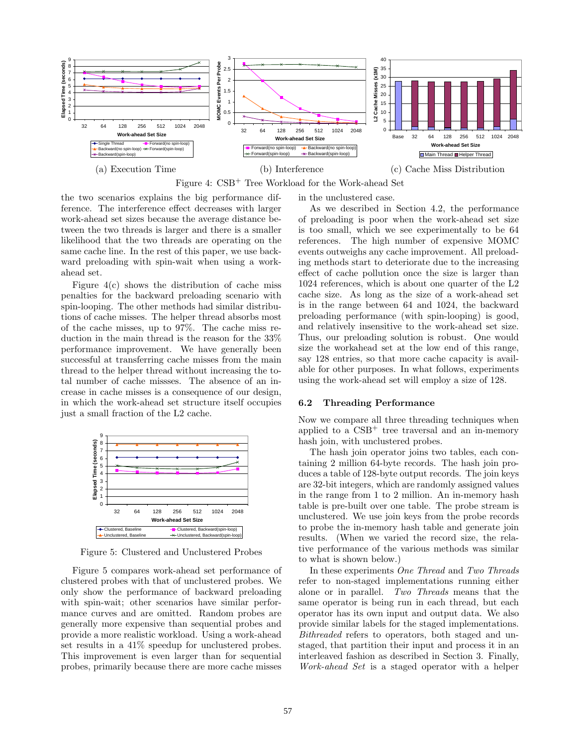(a) Execution Time (b) Interference (c) Cache Miss Distribution

Figure 4: CSB$^{+}$ Tree Workload for the Work-ahead Set

the two scenarios explains the big performance difference. The interference effect decreases with larger work-ahead set sizes because the average distance between the two threads is larger and there is a smaller likelihood that the two threads are operating on the same cache line. In the rest of this paper, we use backward preloading with spin-wait when using a work-ahead set.

Figure 4(c) shows the distribution of cache miss penalties for the backward preloading scenario with spin-looping. The other methods had similar distributions of cache misses. The helper thread absorbs most of the cache misses, up to 97%. The cache miss reduction in the main thread is the reason for the 33% performance improvement. We have generally been successful at transferring cache misses from the main thread to the helper thread without increasing the total number of cache missses. The absence of an increase in cache misses is a consequence of our design, in which the work-ahead set structure itself occupies just a small fraction of the L2 cache.

Figure 5: Clustered and Unclustered Probes

Figure 5 compares work-ahead set performance of clustered probes with that of unclustered probes. We only show the performance of backward preloading with spin-wait; other scenarios have similar performance curves and are omitted. Random probes are generally more expensive than sequential probes and provide a more realistic workload. Using a work-ahead set results in a 41% speedup for unclustered probes. This improvement is even larger than for sequential probes, primarily because there are more cache misses in the unclustered case.

As we described in Section 4.2, the performance of preloading is poor when the work-ahead set size is too small, which we see experimentally to be 64 references. The high number of expensive MOMC events outweighs any cache improvement. All preloading methods start to deteriorate due to the increasing effect of cache pollution once the size is larger than 1024 references, which is about one quarter of the L2 cache size. As long as the size of a work-ahead set is in the range between 64 and 1024, the backward preloading performance (with spin-looping) is good, and relatively insensitive to the work-ahead set size. Thus, our preloading solution is robust. One would size the workahead set at the low end of this range, say 128 entries, so that more cache capacity is available for other purposes. In what follows, experiments using the work-ahead set will employ a size of 128.

### 6.2 Threading Performance

Now we compare all three threading techniques when applied to a CSB$^{+}$ tree traversal and an in-memory hash join, with unclustered probes.

The hash join operator joins two tables, each containing 2 million 64-byte records. The hash join produces a table of 128-byte output records. The join keys are 32-bit integers, which are randomly assigned values in the range from 1 to 2 million. An in-memory hash table is pre-built over one table. The probe stream is unclustered. We use join keys from the probe records to probe the in-memory hash table and generate join results. (When we varied the record size, the relative performance of the various methods was similar to what is shown below.)

In these experiments *One Thread* and *Two Threads* refer to non-staged implementations running either alone or in parallel. *Two Threads* means that the same operator is being run in each thread, but each operator has its own input and output data. We also provide similar labels for the staged implementations. *Bithreaded* refers to operators, both staged and unstaged, that partition their input and process it in an interleaved fashion as described in Section 3. Finally, *Work-ahead Set* is a staged operator with a helper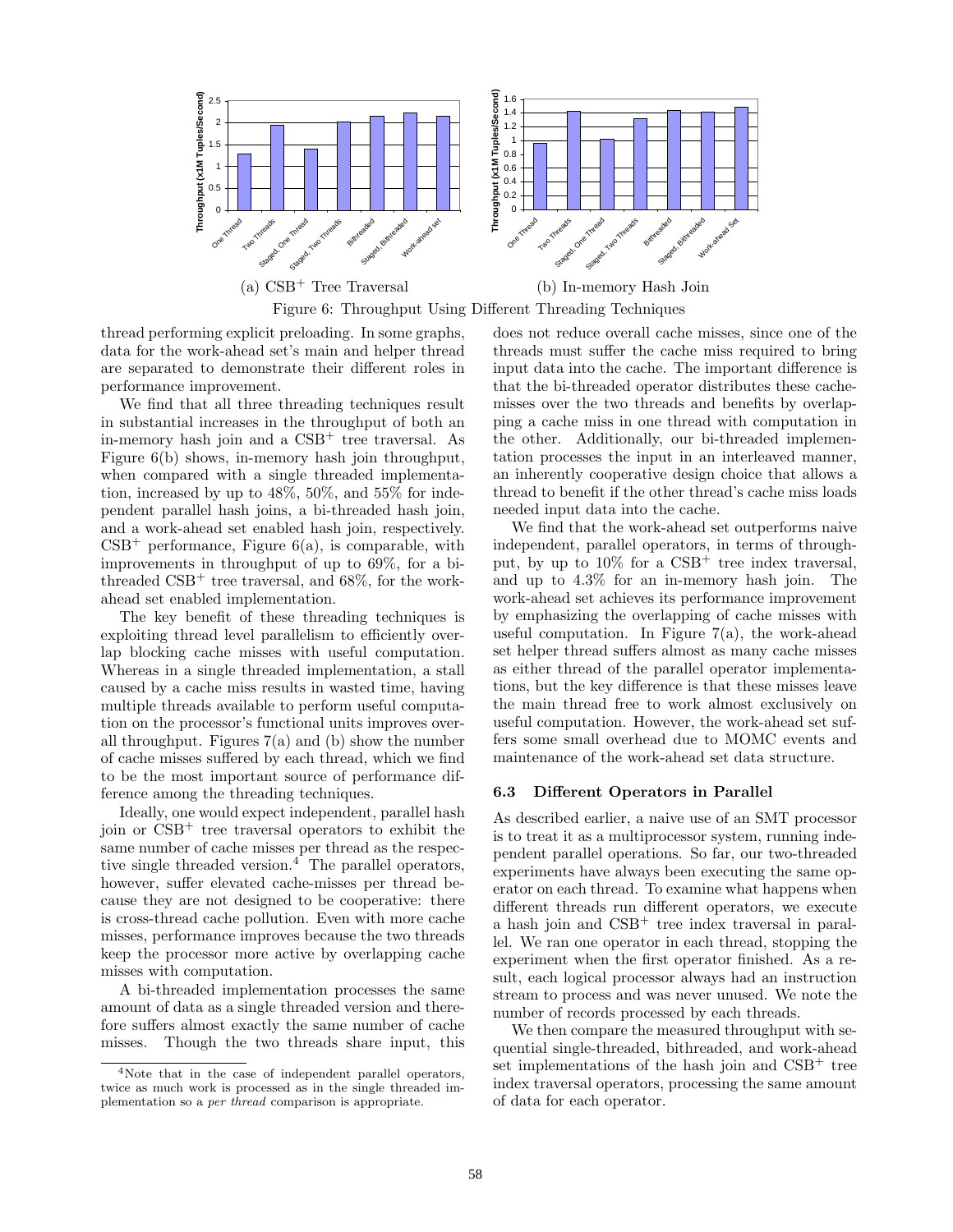(a) CSB$^+$ Tree Traversal

(b) In-memory Hash Join

Figure 6: Throughput Using Different Threading Techniques

thread performing explicit preloading. In some graphs, data for the work-ahead set's main and helper thread are separated to demonstrate their different roles in performance improvement.

We find that all three threading techniques result in substantial increases in the throughput of both an in-memory hash join and a CSB$^+$ tree traversal. As Figure 6(b) shows, in-memory hash join throughput, when compared with a single threaded implementation, increased by up to 48%, 50%, and 55% for independent parallel hash joins, a bi-threaded hash join, and a work-ahead set enabled hash join, respectively. CSB$^+$ performance, Figure 6(a), is comparable, with improvements in throughput of up to 69%, for a bi-threaded CSB$^+$ tree traversal, and 68%, for the work-ahead set enabled implementation.

The key benefit of these threading techniques is exploiting thread level parallelism to efficiently overlap blocking cache misses with useful computation. Whereas in a single threaded implementation, a stall caused by a cache miss results in wasted time, having multiple threads available to perform useful computation on the processor's functional units improves overall throughput. Figures 7(a) and (b) show the number of cache misses suffered by each thread, which we find to be the most important source of performance difference among the threading techniques.

Ideally, one would expect independent, parallel hash join or CSB$^+$ tree traversal operators to exhibit the same number of cache misses per thread as the respective single threaded version.[4] The parallel operators, however, suffer elevated cache-misses per thread because they are not designed to be cooperative: there is cross-thread cache pollution. Even with more cache misses, performance improves because the two threads keep the processor more active by overlapping cache misses with computation.

A bi-threaded implementation processes the same amount of data as a single threaded version and therefore suffers almost exactly the same number of cache misses. Though the two threads share input, this does not reduce overall cache misses, since one of the threads must suffer the cache miss required to bring input data into the cache. The important difference is that the bi-threaded operator distributes these cache-misses over the two threads and benefits by overlapping a cache miss in one thread with computation in the other. Additionally, our bi-threaded implementation processes the input in an interleaved manner, an inherently cooperative design choice that allows a thread to benefit if the other thread's cache miss loads needed input data into the cache.

We find that the work-ahead set outperforms naive independent, parallel operators, in terms of throughput, by up to 10% for a CSB$^+$ tree index traversal, and up to 4.3% for an in-memory hash join. The work-ahead set achieves its performance improvement by emphasizing the overlapping of cache misses with useful computation. In Figure 7(a), the work-ahead set helper thread suffers almost as many cache misses as either thread of the parallel operator implementations, but the key difference is that these misses leave the main thread free to work almost exclusively on useful computation. However, the work-ahead set suffers some small overhead due to MOMC events and maintenance of the work-ahead set data structure.

### 6.3 Different Operators in Parallel

As described earlier, a naive use of an SMT processor is to treat it as a multiprocessor system, running independent parallel operations. So far, our two-threaded experiments have always been executing the same operator on each thread. To examine what happens when different threads run different operators, we execute a hash join and CSB$^+$ tree index traversal in parallel. We ran one operator in each thread, stopping the experiment when the first operator finished. As a result, each logical processor always had an instruction stream to process and was never unused. We note the number of records processed by each threads.

We then compare the measured throughput with sequential single-threaded, bithreaded, and work-ahead set implementations of the hash join and CSB$^+$ tree index traversal operators, processing the same amount of data for each operator.

[4] Note that in the case of independent parallel operators, twice as much work is processed as in the single threaded implementation so a *per thread* comparison is appropriate.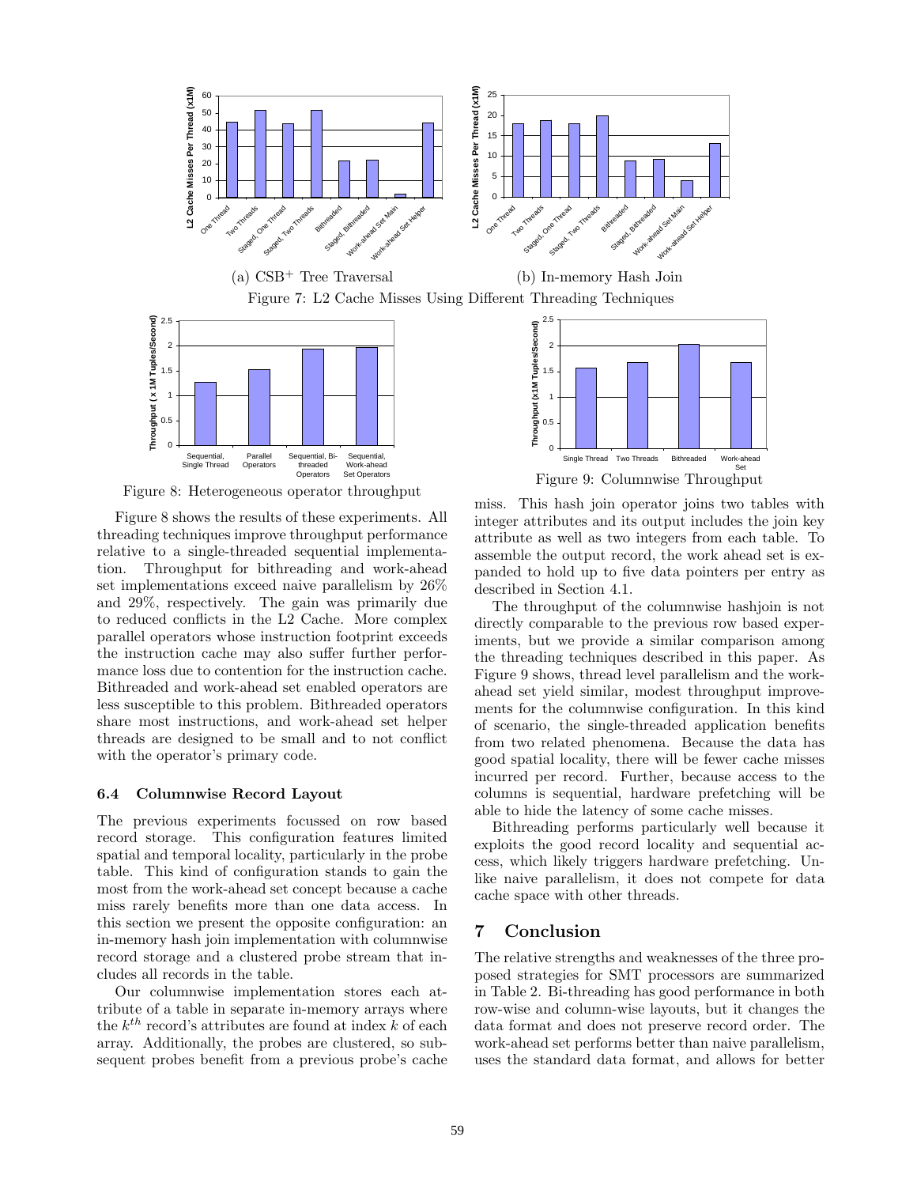Figure 7: L2 Cache Misses Using Different Threading Techniques

(a) CSB$^+$ Tree Traversal

(b) In-memory Hash Join

Figure 8: Heterogeneous operator throughput

Figure 9: Columnwise Throughput

Figure 8 shows the results of these experiments. All threading techniques improve throughput performance relative to a single-threaded sequential implementation. Throughput for bithreading and work-ahead set implementations exceed naive parallelism by 26% and 29%, respectively. The gain was primarily due to reduced conflicts in the L2 Cache. More complex parallel operators whose instruction footprint exceeds the instruction cache may also suffer further performance loss due to contention for the instruction cache. Bithreaded and work-ahead set enabled operators are less susceptible to this problem. Bithreaded operators share most instructions, and work-ahead set helper threads are designed to be small and to not conflict with the operator's primary code.

### 6.4 Columnwise Record Layout

The previous experiments focussed on row based record storage. This configuration features limited spatial and temporal locality, particularly in the probe table. This kind of configuration stands to gain the most from the work-ahead set concept because a cache miss rarely benefits more than one data access. In this section we present the opposite configuration: an in-memory hash join implementation with columnwise record storage and a clustered probe stream that includes all records in the table.

Our columnwise implementation stores each attribute of a table in separate in-memory arrays where the $k^{th}$ record's attributes are found at index $k$ of each array. Additionally, the probes are clustered, so subsequent probes benefit from a previous probe's cache miss. This hash join operator joins two tables with integer attributes and its output includes the join key attribute as well as two integers from each table. To assemble the output record, the work ahead set is expanded to hold up to five data pointers per entry as described in Section 4.1.

The throughput of the columnwise hashjoin is not directly comparable to the previous row based experiments, but we provide a similar comparison among the threading techniques described in this paper. As Figure 9 shows, thread level parallelism and the work-ahead set yield similar, modest throughput improvements for the columnwise configuration. In this kind of scenario, the single-threaded application benefits from two related phenomena. Because the data has good spatial locality, there will be fewer cache misses incurred per record. Further, because access to the columns is sequential, hardware prefetching will be able to hide the latency of some cache misses.

Bithreading performs particularly well because it exploits the good record locality and sequential access, which likely triggers hardware prefetching. Unlike naive parallelism, it does not compete for data cache space with other threads.

## 7 Conclusion

The relative strengths and weaknesses of the three proposed strategies for SMT processors are summarized in Table 2. Bi-threading has good performance in both row-wise and column-wise layouts, but it changes the data format and does not preserve record order. The work-ahead set performs better than naive parallelism, uses the standard data format, and allows for better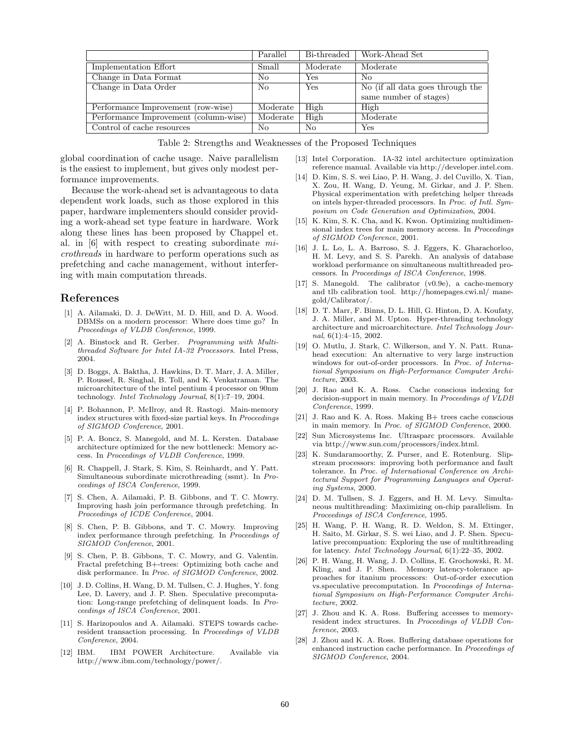| | Parallel | Bi-threaded | Work-Ahead Set |
|---|---|---|---|
| Implementation Effort | Small | Moderate | Moderate |
| Change in Data Format | No | Yes | No |
| Change in Data Order | No | Yes | No (if all data goes through the same number of stages) |
| Performance Improvement (row-wise) | Moderate | High | High |
| Performance Improvement (column-wise) | Moderate | High | Moderate |
| Control of cache resources | No | No | Yes |

Table 2: Strengths and Weaknesses of the Proposed Techniques

global coordination of cache usage. Naive parallelism is the easiest to implement, but gives only modest performance improvements.

Because the work-ahead set is advantageous to data dependent work loads, such as those explored in this paper, hardware implementers should consider providing a work-ahead set type feature in hardware. Work along these lines has been proposed by Chappel et. al. in [6] with respect to creating subordinate *microthreads* in hardware to perform operations such as prefetching and cache management, without interfering with main computation threads.

## References

[1] A. Ailamaki, D. J. DeWitt, M. D. Hill, and D. A. Wood. DBMSs on a modern processor: Where does time go? In *Proceedings of VLDB Conference*, 1999.

[2] A. Binstock and R. Gerber. *Programming with Multithreaded Software for Intel IA-32 Processors*. Intel Press, 2004.

[3] D. Boggs, A. Baktha, J. Hawkins, D. T. Marr, J. A. Miller, P. Roussel, R. Singhal, B. Toll, and K. Venkatraman. The microarchitecture of the intel pentium 4 processor on 90nm technology. *Intel Technology Journal*, 8(1):7–19, 2004.

[4] P. Bohannon, P. McIlroy, and R. Rastogi. Main-memory index structures with fixed-size partial keys. In *Proceedings of SIGMOD Conference*, 2001.

[5] P. A. Boncz, S. Manegold, and M. L. Kersten. Database architecture optimized for the new bottleneck: Memory access. In *Proceedings of VLDB Conference*, 1999.

[6] R. Chappell, J. Stark, S. Kim, S. Reinhardt, and Y. Patt. Simultaneous subordinate microthreading (ssmt). In *Proceedings of ISCA Conference*, 1999.

[7] S. Chen, A. Ailamaki, P. B. Gibbons, and T. C. Mowry. Improving hash join performance through prefetching. In *Proceedings of ICDE Conference*, 2004.

[8] S. Chen, P. B. Gibbons, and T. C. Mowry. Improving index performance through prefetching. In *Proceedings of SIGMOD Conference*, 2001.

[9] S. Chen, P. B. Gibbons, T. C. Mowry, and G. Valentin. Fractal prefetching B+-trees: Optimizing both cache and disk performance. In *Proc. of SIGMOD Conference*, 2002.

[10] J. D. Collins, H. Wang, D. M. Tullsen, C. J. Hughes, Y. fong Lee, D. Lavery, and J. P. Shen. Speculative precomputation: Long-range prefetching of delinquent loads. In *Proceedings of ISCA Conference*, 2001.

[11] S. Harizopoulos and A. Ailamaki. STEPS towards cache-resident transaction processing. In *Proceedings of VLDB Conference*, 2004.

[12] IBM. IBM POWER Architecture. Available via http://www.ibm.com/technology/power/.

[13] Intel Corporation. IA-32 intel architecture optimization reference manual. Available via http://developer.intel.com.

[14] D. Kim, S. S. wei Liao, P. H. Wang, J. del Cuvillo, X. Tian, X. Zou, H. Wang, D. Yeung, M. Girkar, and J. P. Shen. Physical experimentation with prefetching helper threads on intels hyper-threaded processors. In *Proc. of Intl. Symposium on Code Generation and Optimization*, 2004.

[15] K. Kim, S. K. Cha, and K. Kwon. Optimizing multidimensional index trees for main memory access. In *Proceedings of SIGMOD Conference*, 2001.

[16] J. L. Lo, L. A. Barroso, S. J. Eggers, K. Gharachorloo, H. M. Levy, and S. S. Parekh. An analysis of database workload performance on simultaneous multithreaded processors. In *Proceedings of ISCA Conference*, 1998.

[17] S. Manegold. The calibrator (v0.9e), a cache-memory and tlb calibration tool. http://homepages.cwi.nl/ manegold/Calibrator/.

[18] D. T. Marr, F. Binns, D. L. Hill, G. Hinton, D. A. Koufaty, J. A. Miller, and M. Upton. Hyper-threading technology architecture and microarchitecture. *Intel Technology Journal*, 6(1):4–15, 2002.

[19] O. Mutlu, J. Stark, C. Wilkerson, and Y. N. Patt. Runahead execution: An alternative to very large instruction windows for out-of-order processors. In *Proc. of International Symposium on High-Performance Computer Architecture*, 2003.

[20] J. Rao and K. A. Ross. Cache conscious indexing for decision-support in main memory. In *Proceedings of VLDB Conference*, 1999.

[21] J. Rao and K. A. Ross. Making B+ trees cache conscious in main memory. In *Proc. of SIGMOD Conference*, 2000.

[22] Sun Microsystems Inc. Ultrasparc processors. Available via http://www.sun.com/processors/index.html.

[23] K. Sundaramoorthy, Z. Purser, and E. Rotenburg. Slipstream processors: improving both performance and fault tolerance. In *Proc. of International Conference on Architectural Support for Programming Languages and Operating Systems*, 2000.

[24] D. M. Tullsen, S. J. Eggers, and H. M. Levy. Simultaneous multithreading: Maximizing on-chip parallelism. In *Proceedings of ISCA Conference*, 1995.

[25] H. Wang, P. H. Wang, R. D. Weldon, S. M. Ettinger, H. Saito, M. Girkar, S. S. wei Liao, and J. P. Shen. Speculative precompuation: Exploring the use of multithreading for latency. *Intel Technology Journal*, 6(1):22–35, 2002.

[26] P. H. Wang, H. Wang, J. D. Collins, E. Grochowski, R. M. Kling, and J. P. Shen. Memory latency-tolerance approaches for itanium processors: Out-of-order execution vs.speculative precomputation. In *Proceedings of International Symposium on High-Performance Computer Architecture*, 2002.

[27] J. Zhou and K. A. Ross. Buffering accesses to memory-resident index structures. In *Proceedings of VLDB Conference*, 2003.

[28] J. Zhou and K. A. Ross. Buffering database operations for enhanced instruction cache performance. In *Proceedings of SIGMOD Conference*, 2004.